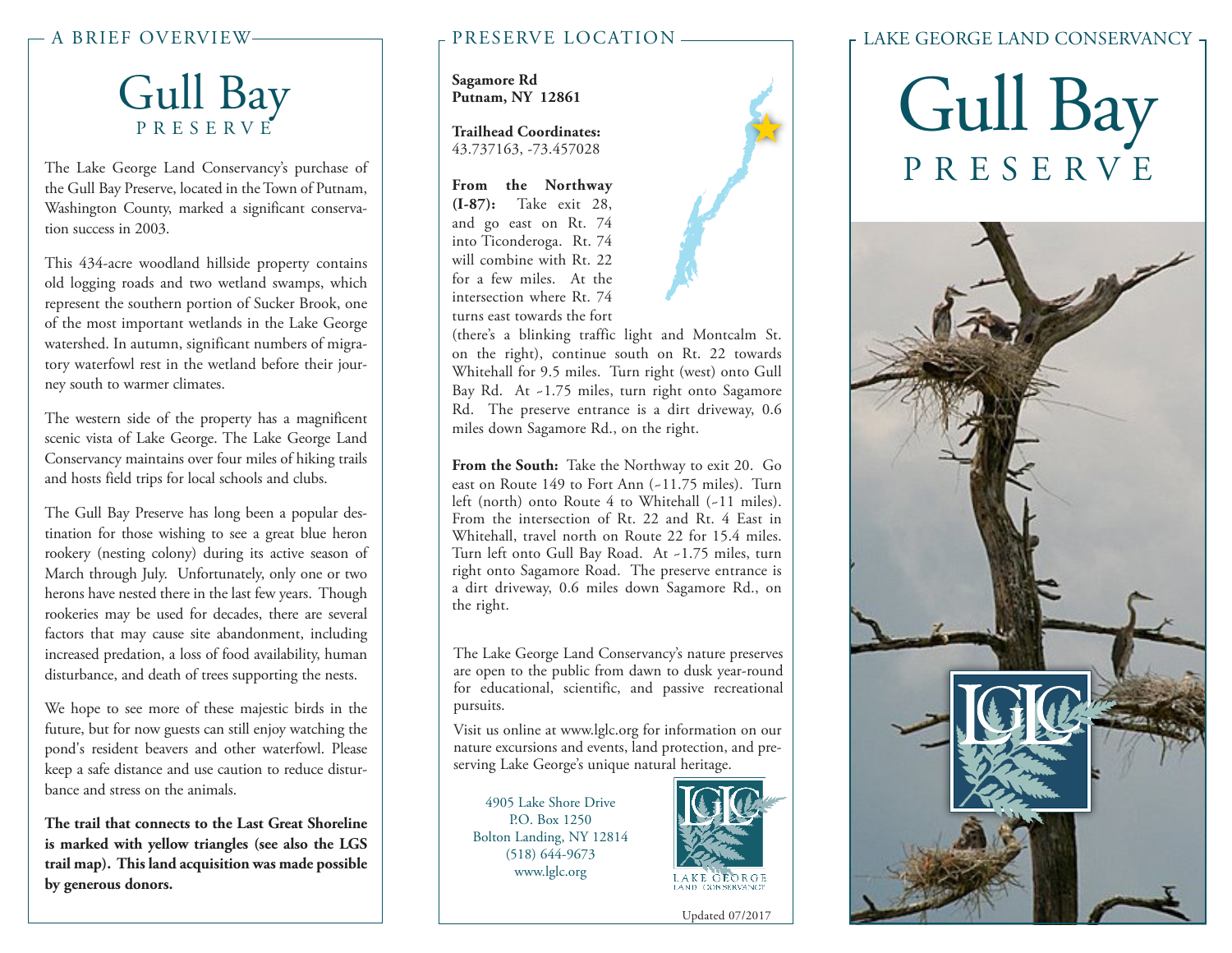## A BRIEF OVERVIEW

# Gull Bay
### PRESERVE

The Lake George Land Conservancy's purchase of the Gull Bay Preserve, located in the Town of Putnam, Washington County, marked a significant conservation success in 2003.

This 434-acre woodland hillside property contains old logging roads and two wetland swamps, which represent the southern portion of Sucker Brook, one of the most important wetlands in the Lake George watershed. In autumn, significant numbers of migratory waterfowl rest in the wetland before their journey south to warmer climates.

The western side of the property has a magnificent scenic vista of Lake George. The Lake George Land Conservancy maintains over four miles of hiking trails and hosts field trips for local schools and clubs.

The Gull Bay Preserve has long been a popular destination for those wishing to see a great blue heron rookery (nesting colony) during its active season of March through July. Unfortunately, only one or two herons have nested there in the last few years. Though rookeries may be used for decades, there are several factors that may cause site abandonment, including increased predation, a loss of food availability, human disturbance, and death of trees supporting the nests.

We hope to see more of these majestic birds in the future, but for now guests can still enjoy watching the pond's resident beavers and other waterfowl. Please keep a safe distance and use caution to reduce disturbance and stress on the animals.

**The trail that connects to the Last Great Shoreline is marked with yellow triangles (see also the LGS trail map). This land acquisition was made possible by generous donors.**

## PRESERVE LOCATION

**Sagamore Rd**
**Putnam, NY 12861**

**Trailhead Coordinates:**
43.737163, -73.457028

**From the Northway (I-87):** Take exit 28, and go east on Rt. 74 into Ticonderoga. Rt. 74 will combine with Rt. 22 for a few miles. At the intersection where Rt. 74 turns east towards the fort (there's a blinking traffic light and Montcalm St. on the right), continue south on Rt. 22 towards Whitehall for 9.5 miles. Turn right (west) onto Gull Bay Rd. At ~1.75 miles, turn right onto Sagamore Rd. The preserve entrance is a dirt driveway, 0.6 miles down Sagamore Rd., on the right.

**From the South:** Take the Northway to exit 20. Go east on Route 149 to Fort Ann (~11.75 miles). Turn left (north) onto Route 4 to Whitehall (~11 miles). From the intersection of Rt. 22 and Rt. 4 East in Whitehall, travel north on Route 22 for 15.4 miles. Turn left onto Gull Bay Road. At ~1.75 miles, turn right onto Sagamore Road. The preserve entrance is a dirt driveway, 0.6 miles down Sagamore Rd., on the right.

The Lake George Land Conservancy's nature preserves are open to the public from dawn to dusk year-round for educational, scientific, and passive recreational pursuits.

Visit us online at www.lglc.org for information on our nature excursions and events, land protection, and preserving Lake George's unique natural heritage.

4905 Lake Shore Drive
P.O. Box 1250
Bolton Landing, NY 12814
(518) 644-9673
www.lglc.org

LGLC
LAKE GEORGE LAND CONSERVANCY

Updated 07/2017

## LAKE GEORGE LAND CONSERVANCY

# Gull Bay
### PRESERVE

LGLC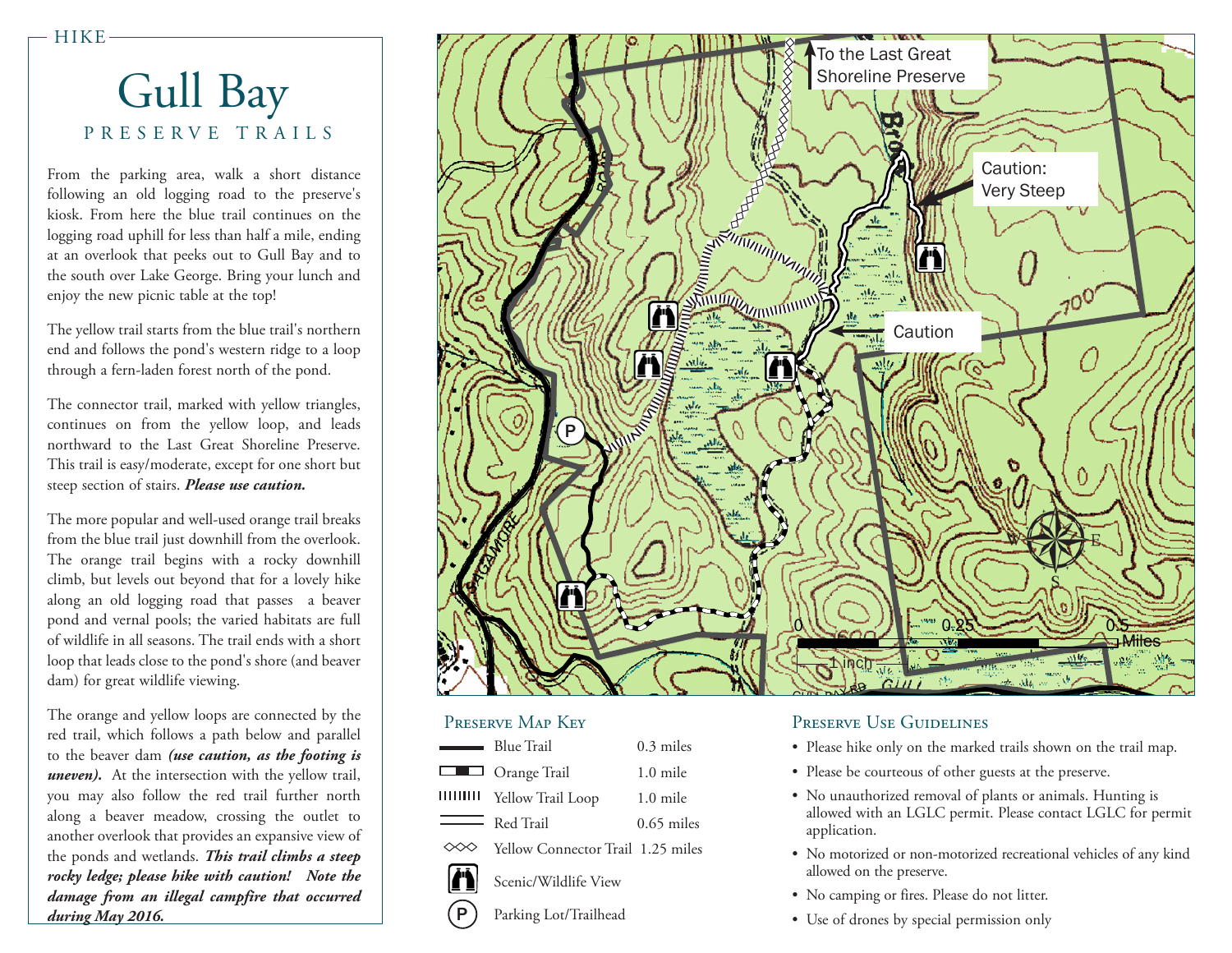HIKE

# Gull Bay

## PRESERVE TRAILS

From the parking area, walk a short distance following an old logging road to the preserve's kiosk. From here the blue trail continues on the logging road uphill for less than half a mile, ending at an overlook that peeks out to Gull Bay and to the south over Lake George. Bring your lunch and enjoy the new picnic table at the top!

The yellow trail starts from the blue trail's northern end and follows the pond's western ridge to a loop through a fern-laden forest north of the pond.

The connector trail, marked with yellow triangles, continues on from the yellow loop, and leads northward to the Last Great Shoreline Preserve. This trail is easy/moderate, except for one short but steep section of stairs. ***Please use caution.***

The more popular and well-used orange trail breaks from the blue trail just downhill from the overlook. The orange trail begins with a rocky downhill climb, but levels out beyond that for a lovely hike along an old logging road that passes a beaver pond and vernal pools; the varied habitats are full of wildlife in all seasons. The trail ends with a short loop that leads close to the pond's shore (and beaver dam) for great wildlife viewing.

The orange and yellow loops are connected by the red trail, which follows a path below and parallel to the beaver dam ***(use caution, as the footing is uneven).*** At the intersection with the yellow trail, you may also follow the red trail further north along a beaver meadow, crossing the outlet to another overlook that provides an expansive view of the ponds and wetlands. ***This trail climbs a steep rocky ledge; please hike with caution! Note the damage from an illegal campfire that occurred during May 2016.***

To the Last Great Shoreline Preserve

Caution: Very Steep

Caution

0 0.25 0.5 Miles

1 inch

### Preserve Map Key

| | | |
|---|---|---|
| | Blue Trail | 0.3 miles |
| | Orange Trail | 1.0 mile |
| | Yellow Trail Loop | 1.0 mile |
| | Red Trail | 0.65 miles |
| | Yellow Connector Trail | 1.25 miles |
| | Scenic/Wildlife View | |
| P | Parking Lot/Trailhead | |

### Preserve Use Guidelines

- Please hike only on the marked trails shown on the trail map.
- Please be courteous of other guests at the preserve.
- No unauthorized removal of plants or animals. Hunting is allowed with an LGLC permit. Please contact LGLC for permit application.
- No motorized or non-motorized recreational vehicles of any kind allowed on the preserve.
- No camping or fires. Please do not litter.
- Use of drones by special permission only